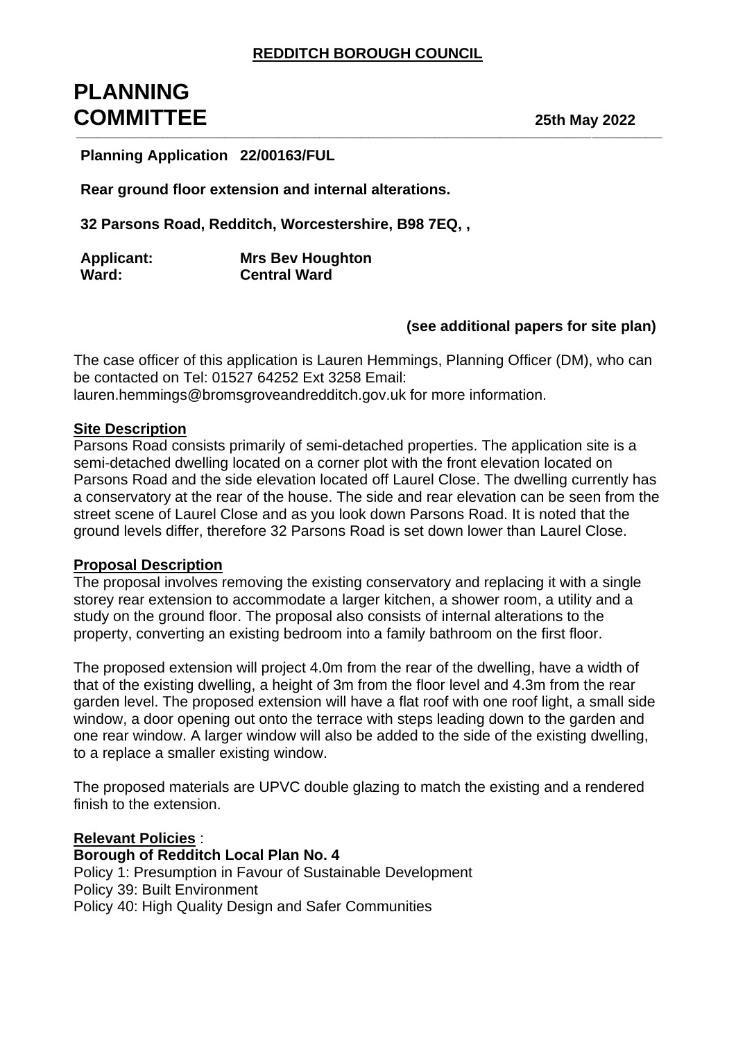**REDDITCH BOROUGH COUNCIL**

# PLANNING COMMITTEE

**25th May 2022**

**Planning Application 22/00163/FUL**

**Rear ground floor extension and internal alterations.**

**32 Parsons Road, Redditch, Worcestershire, B98 7EQ, ,**

**Applicant:** **Mrs Bev Houghton**
**Ward:** **Central Ward**

**(see additional papers for site plan)**

The case officer of this application is Lauren Hemmings, Planning Officer (DM), who can be contacted on Tel: 01527 64252 Ext 3258 Email: lauren.hemmings@bromsgroveandredditch.gov.uk for more information.

## Site Description

Parsons Road consists primarily of semi-detached properties. The application site is a semi-detached dwelling located on a corner plot with the front elevation located on Parsons Road and the side elevation located off Laurel Close. The dwelling currently has a conservatory at the rear of the house. The side and rear elevation can be seen from the street scene of Laurel Close and as you look down Parsons Road. It is noted that the ground levels differ, therefore 32 Parsons Road is set down lower than Laurel Close.

## Proposal Description

The proposal involves removing the existing conservatory and replacing it with a single storey rear extension to accommodate a larger kitchen, a shower room, a utility and a study on the ground floor. The proposal also consists of internal alterations to the property, converting an existing bedroom into a family bathroom on the first floor.

The proposed extension will project 4.0m from the rear of the dwelling, have a width of that of the existing dwelling, a height of 3m from the floor level and 4.3m from the rear garden level. The proposed extension will have a flat roof with one roof light, a small side window, a door opening out onto the terrace with steps leading down to the garden and one rear window. A larger window will also be added to the side of the existing dwelling, to a replace a smaller existing window.

The proposed materials are UPVC double glazing to match the existing and a rendered finish to the extension.

## Relevant Policies :

**Borough of Redditch Local Plan No. 4**
Policy 1: Presumption in Favour of Sustainable Development
Policy 39: Built Environment
Policy 40: High Quality Design and Safer Communities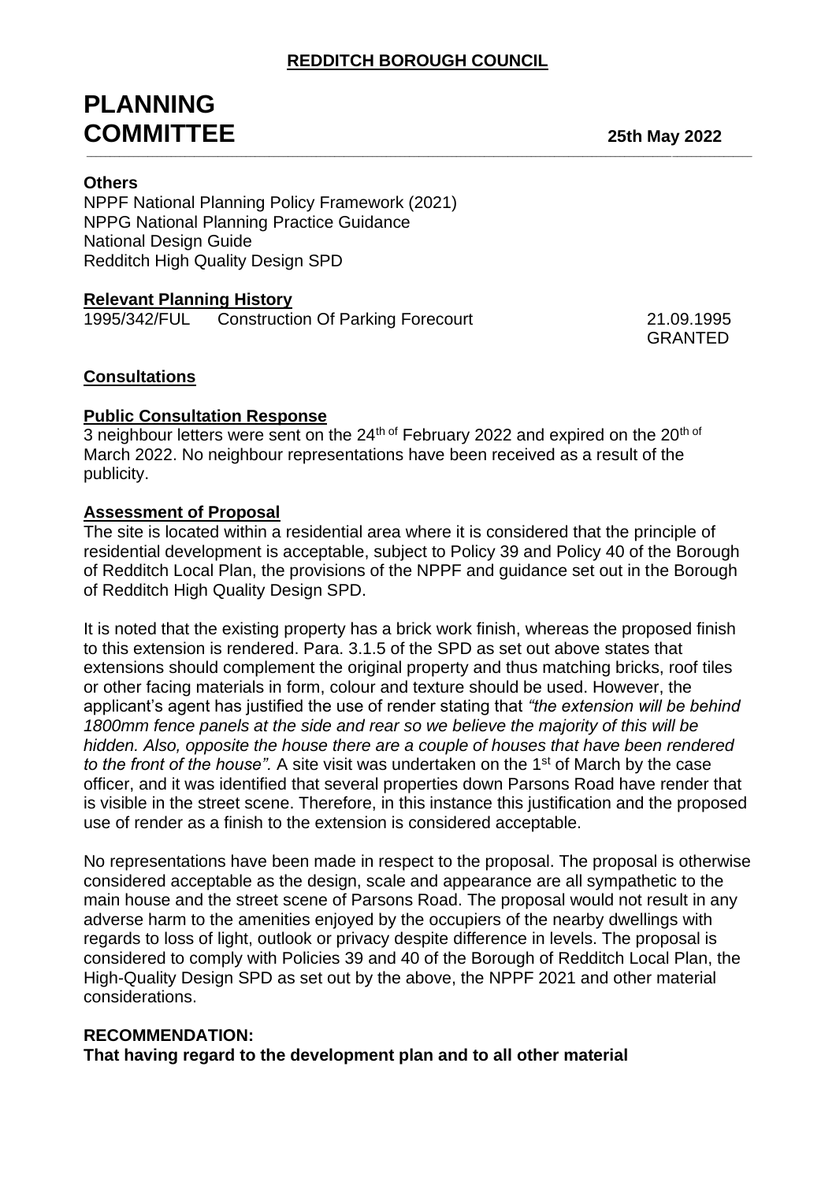### Others

NPPF National Planning Policy Framework (2021)
NPPG National Planning Practice Guidance
National Design Guide
Redditch High Quality Design SPD

### Relevant Planning History

| | | |
|---|---|---|
| 1995/342/FUL | Construction Of Parking Forecourt | 21.09.1995 GRANTED |

### Consultations

### Public Consultation Response

3 neighbour letters were sent on the 24th of February 2022 and expired on the 20th of March 2022. No neighbour representations have been received as a result of the publicity.

### Assessment of Proposal

The site is located within a residential area where it is considered that the principle of residential development is acceptable, subject to Policy 39 and Policy 40 of the Borough of Redditch Local Plan, the provisions of the NPPF and guidance set out in the Borough of Redditch High Quality Design SPD.

It is noted that the existing property has a brick work finish, whereas the proposed finish to this extension is rendered. Para. 3.1.5 of the SPD as set out above states that extensions should complement the original property and thus matching bricks, roof tiles or other facing materials in form, colour and texture should be used. However, the applicant's agent has justified the use of render stating that *"the extension will be behind 1800mm fence panels at the side and rear so we believe the majority of this will be hidden. Also, opposite the house there are a couple of houses that have been rendered to the front of the house".* A site visit was undertaken on the 1st of March by the case officer, and it was identified that several properties down Parsons Road have render that is visible in the street scene. Therefore, in this instance this justification and the proposed use of render as a finish to the extension is considered acceptable.

No representations have been made in respect to the proposal. The proposal is otherwise considered acceptable as the design, scale and appearance are all sympathetic to the main house and the street scene of Parsons Road. The proposal would not result in any adverse harm to the amenities enjoyed by the occupiers of the nearby dwellings with regards to loss of light, outlook or privacy despite difference in levels. The proposal is considered to comply with Policies 39 and 40 of the Borough of Redditch Local Plan, the High-Quality Design SPD as set out by the above, the NPPF 2021 and other material considerations.

**RECOMMENDATION:**

**That having regard to the development plan and to all other material**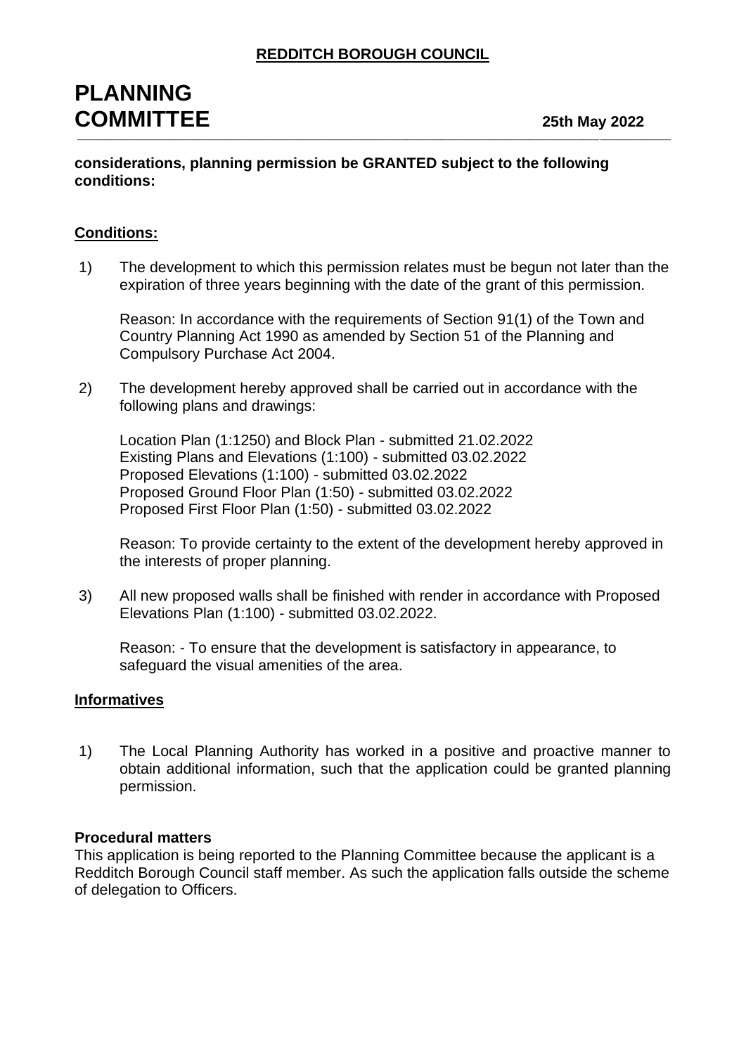**considerations, planning permission be GRANTED subject to the following conditions:**

**Conditions:**

1) The development to which this permission relates must be begun not later than the expiration of three years beginning with the date of the grant of this permission.

   Reason: In accordance with the requirements of Section 91(1) of the Town and Country Planning Act 1990 as amended by Section 51 of the Planning and Compulsory Purchase Act 2004.

2) The development hereby approved shall be carried out in accordance with the following plans and drawings:

   Location Plan (1:1250) and Block Plan - submitted 21.02.2022
   Existing Plans and Elevations (1:100) - submitted 03.02.2022
   Proposed Elevations (1:100) - submitted 03.02.2022
   Proposed Ground Floor Plan (1:50) - submitted 03.02.2022
   Proposed First Floor Plan (1:50) - submitted 03.02.2022

   Reason: To provide certainty to the extent of the development hereby approved in the interests of proper planning.

3) All new proposed walls shall be finished with render in accordance with Proposed Elevations Plan (1:100) - submitted 03.02.2022.

   Reason: - To ensure that the development is satisfactory in appearance, to safeguard the visual amenities of the area.

**Informatives**

1) The Local Planning Authority has worked in a positive and proactive manner to obtain additional information, such that the application could be granted planning permission.

**Procedural matters**

This application is being reported to the Planning Committee because the applicant is a Redditch Borough Council staff member. As such the application falls outside the scheme of delegation to Officers.